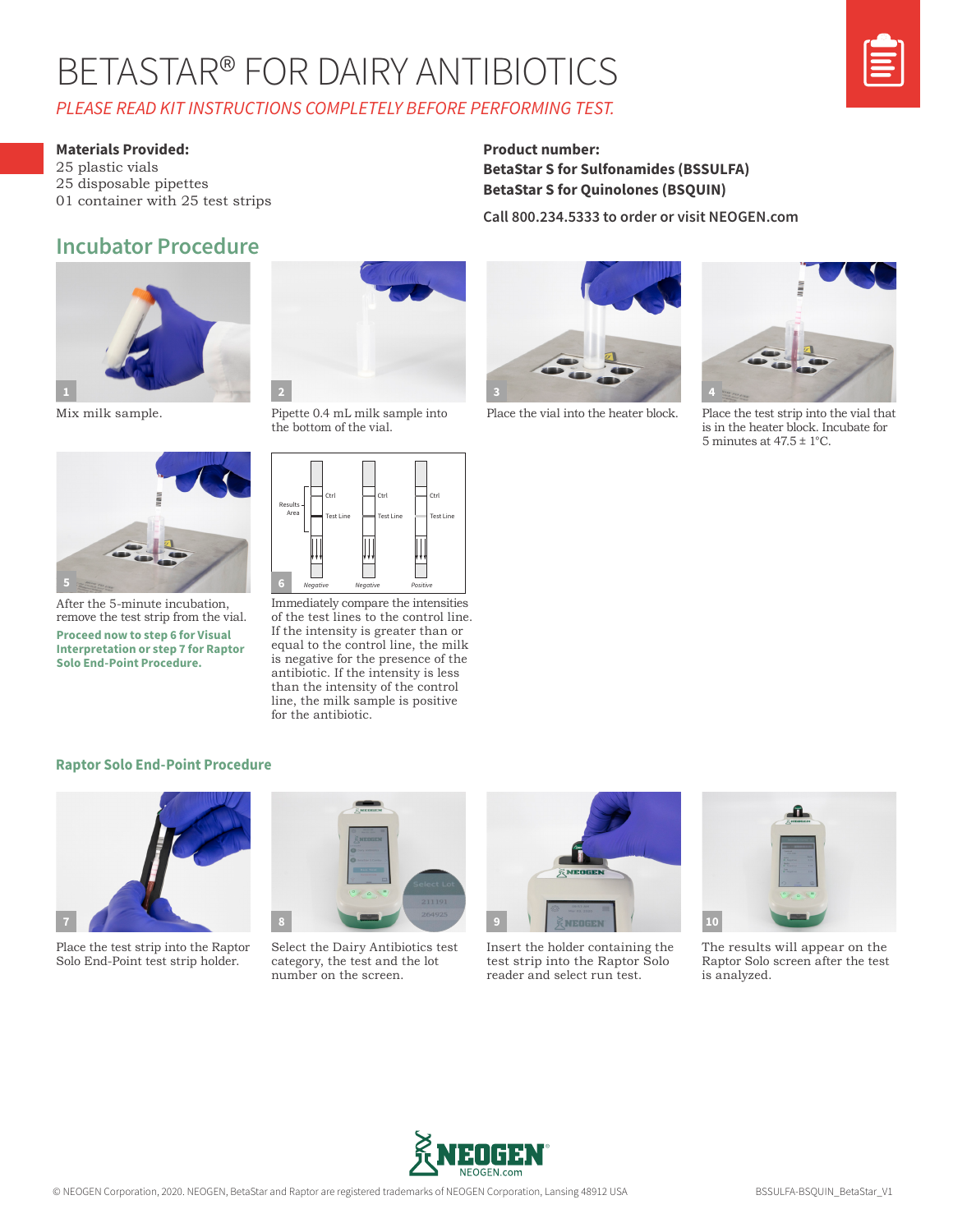# BETASTAR® FOR DAIRY ANTIBIOTICS

*PLEASE READ KIT INSTRUCTIONS COMPLETELY BEFORE PERFORMING TEST.*

**Materials Provided:**
25 plastic vials
25 disposable pipettes
01 container with 25 test strips

**Product number:**
**BetaStar S for Sulfonamides (BSSULFA)**
**BetaStar S for Quinolones (BSQUIN)**

**Call 800.234.5333 to order or visit NEOGEN.com**

## Incubator Procedure

1. Mix milk sample.
2. Pipette 0.4 mL milk sample into the bottom of the vial.
3. Place the vial into the heater block.
4. Place the test strip into the vial that is in the heater block. Incubate for 5 minutes at 47.5 ± 1°C.
5. After the 5-minute incubation, remove the test strip from the vial.
   **Proceed now to step 6 for Visual Interpretation or step 7 for Raptor Solo End-Point Procedure.**
6. Immediately compare the intensities of the test lines to the control line. If the intensity is greater than or equal to the control line, the milk is negative for the presence of the antibiotic. If the intensity is less than the intensity of the control line, the milk sample is positive for the antibiotic.

## Raptor Solo End-Point Procedure

7. Place the test strip into the Raptor Solo End-Point test strip holder.
8. Select the Dairy Antibiotics test category, the test and the lot number on the screen.
9. Insert the holder containing the test strip into the Raptor Solo reader and select run test.
10. The results will appear on the Raptor Solo screen after the test is analyzed.

© NEOGEN Corporation, 2020. NEOGEN, BetaStar and Raptor are registered trademarks of NEOGEN Corporation, Lansing 48912 USA

BSSULFA-BSQUIN_BetaStar_V1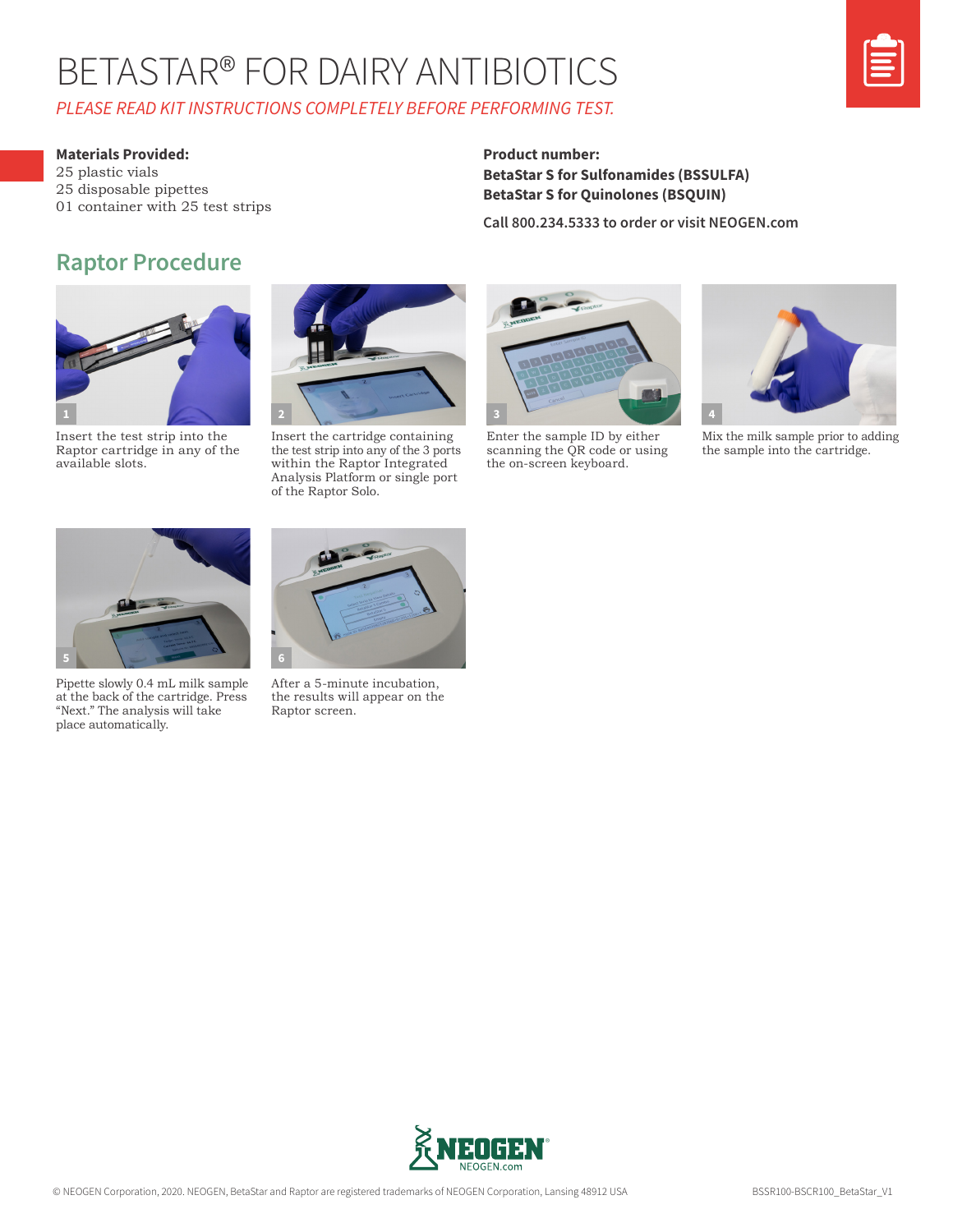# BETASTAR® FOR DAIRY ANTIBIOTICS

*PLEASE READ KIT INSTRUCTIONS COMPLETELY BEFORE PERFORMING TEST.*

**Materials Provided:**
25 plastic vials
25 disposable pipettes
01 container with 25 test strips

**Product number:**
**BetaStar S for Sulfonamides (BSSULFA)**
**BetaStar S for Quinolones (BSQUIN)**

**Call 800.234.5333 to order or visit NEOGEN.com**

## Raptor Procedure

1. Insert the test strip into the Raptor cartridge in any of the available slots.

2. Insert the cartridge containing the test strip into any of the 3 ports within the Raptor Integrated Analysis Platform or single port of the Raptor Solo.

3. Enter the sample ID by either scanning the QR code or using the on-screen keyboard.

4. Mix the milk sample prior to adding the sample into the cartridge.

5. Pipette slowly 0.4 mL milk sample at the back of the cartridge. Press "Next." The analysis will take place automatically.

6. After a 5-minute incubation, the results will appear on the Raptor screen.

NEOGEN
NEOGEN.com

© NEOGEN Corporation, 2020. NEOGEN, BetaStar and Raptor are registered trademarks of NEOGEN Corporation, Lansing 48912 USA

BSSR100-BSCR100_BetaStar_V1